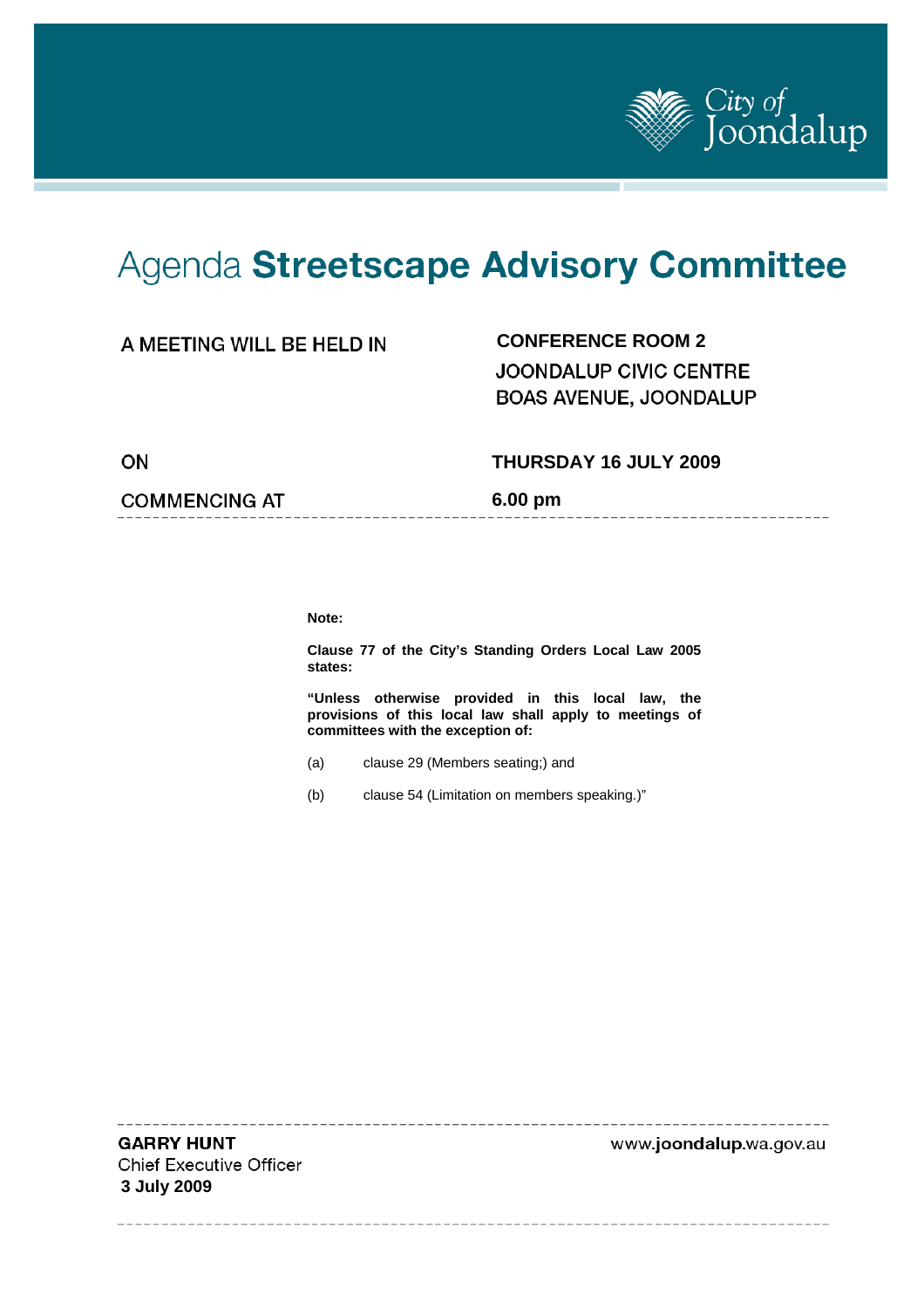City of Joondalup

# Agenda **Streetscape Advisory Committee**

| | |
|---|---|
| A MEETING WILL BE HELD IN | **CONFERENCE ROOM 2**<br>JOONDALUP CIVIC CENTRE<br>BOAS AVENUE, JOONDALUP |
| ON | **THURSDAY 16 JULY 2009** |
| COMMENCING AT | **6.00 pm** |

**Note:**

**Clause 77 of the City's Standing Orders Local Law 2005 states:**

**"Unless otherwise provided in this local law, the provisions of this local law shall apply to meetings of committees with the exception of:**

(a) clause 29 (Members seating;) and

(b) clause 54 (Limitation on members speaking.)"

**GARRY HUNT**
Chief Executive Officer
**3 July 2009**

www.**joondalup**.wa.gov.au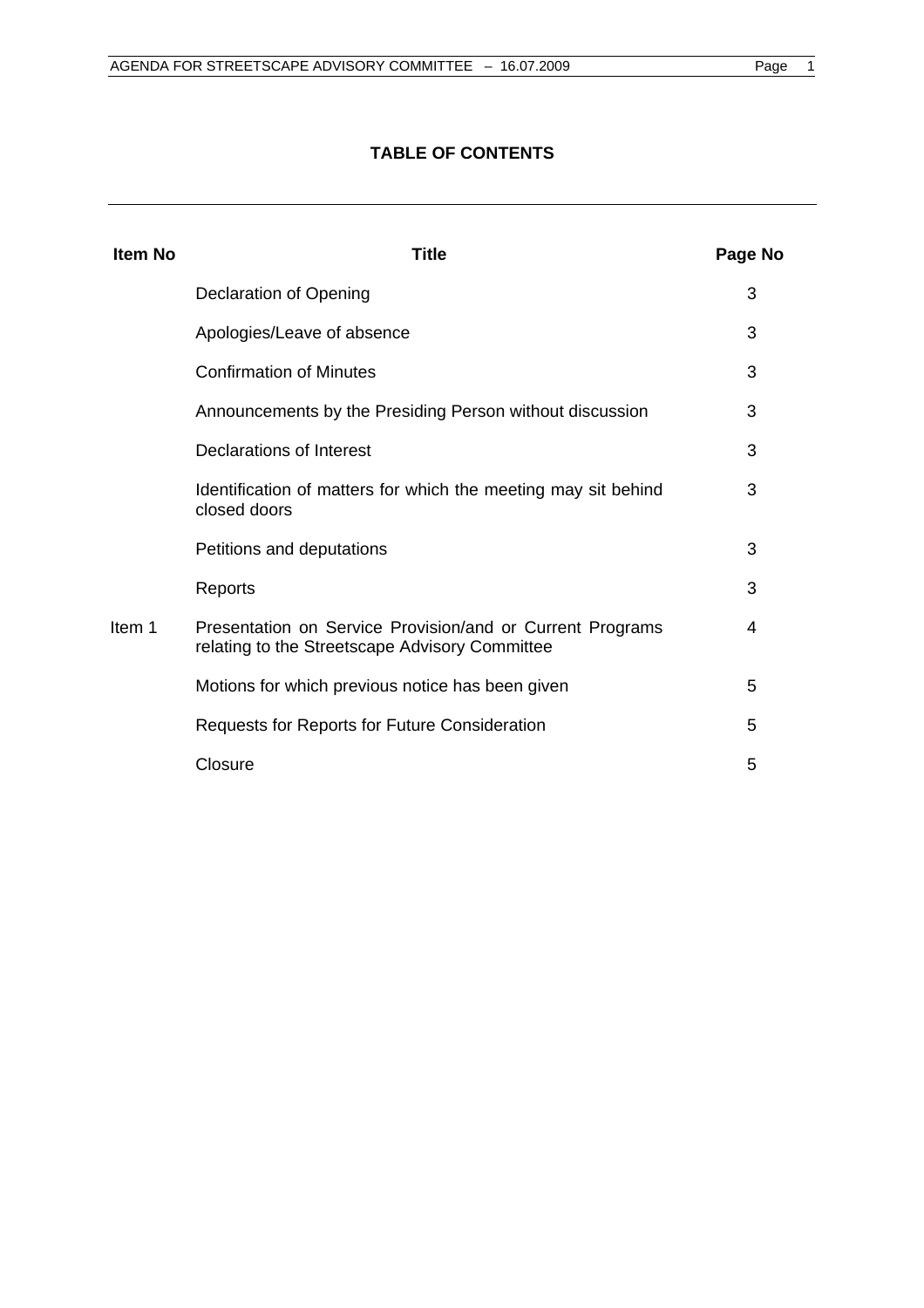**TABLE OF CONTENTS**

| Item No | Title | Page No |
|---|---|---|
| | Declaration of Opening | 3 |
| | Apologies/Leave of absence | 3 |
| | Confirmation of Minutes | 3 |
| | Announcements by the Presiding Person without discussion | 3 |
| | Declarations of Interest | 3 |
| | Identification of matters for which the meeting may sit behind closed doors | 3 |
| | Petitions and deputations | 3 |
| | Reports | 3 |
| Item 1 | Presentation on Service Provision/and or Current Programs relating to the Streetscape Advisory Committee | 4 |
| | Motions for which previous notice has been given | 5 |
| | Requests for Reports for Future Consideration | 5 |
| | Closure | 5 |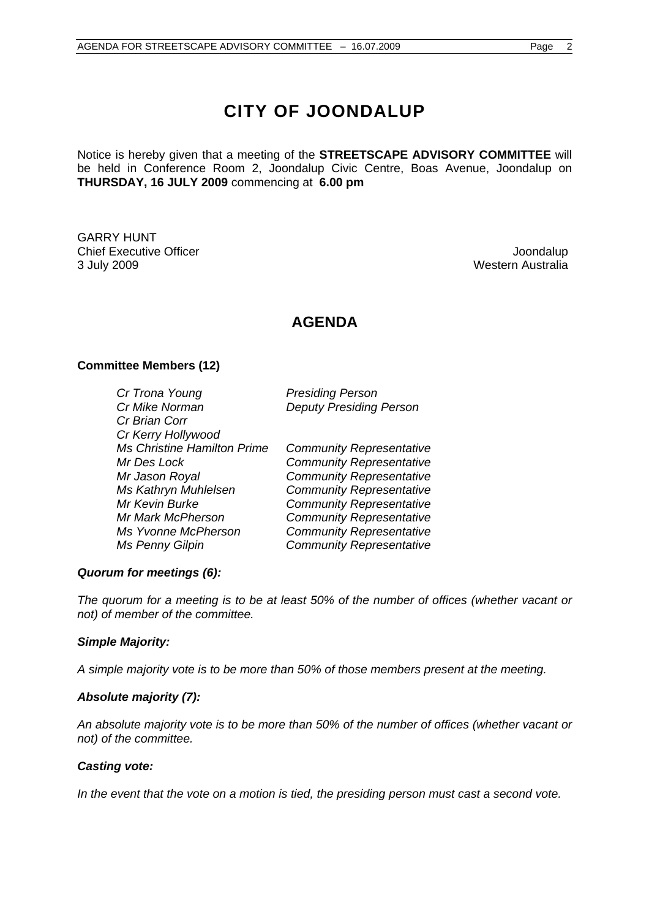# CITY OF JOONDALUP

Notice is hereby given that a meeting of the **STREETSCAPE ADVISORY COMMITTEE** will be held in Conference Room 2, Joondalup Civic Centre, Boas Avenue, Joondalup on **THURSDAY, 16 JULY 2009** commencing at **6.00 pm**

GARRY HUNT
Chief Executive Officer
3 July 2009

Joondalup
Western Australia

## AGENDA

**Committee Members (12)**

| | |
|---|---|
| *Cr Trona Young* | *Presiding Person* |
| *Cr Mike Norman* | *Deputy Presiding Person* |
| *Cr Brian Corr* | |
| *Cr Kerry Hollywood* | |
| *Ms Christine Hamilton Prime* | *Community Representative* |
| *Mr Des Lock* | *Community Representative* |
| *Mr Jason Royal* | *Community Representative* |
| *Ms Kathryn Muhlelsen* | *Community Representative* |
| *Mr Kevin Burke* | *Community Representative* |
| *Mr Mark McPherson* | *Community Representative* |
| *Ms Yvonne McPherson* | *Community Representative* |
| *Ms Penny Gilpin* | *Community Representative* |

***Quorum for meetings (6):***

*The quorum for a meeting is to be at least 50% of the number of offices (whether vacant or not) of member of the committee.*

***Simple Majority:***

*A simple majority vote is to be more than 50% of those members present at the meeting.*

***Absolute majority (7):***

*An absolute majority vote is to be more than 50% of the number of offices (whether vacant or not) of the committee.*

***Casting vote:***

*In the event that the vote on a motion is tied, the presiding person must cast a second vote.*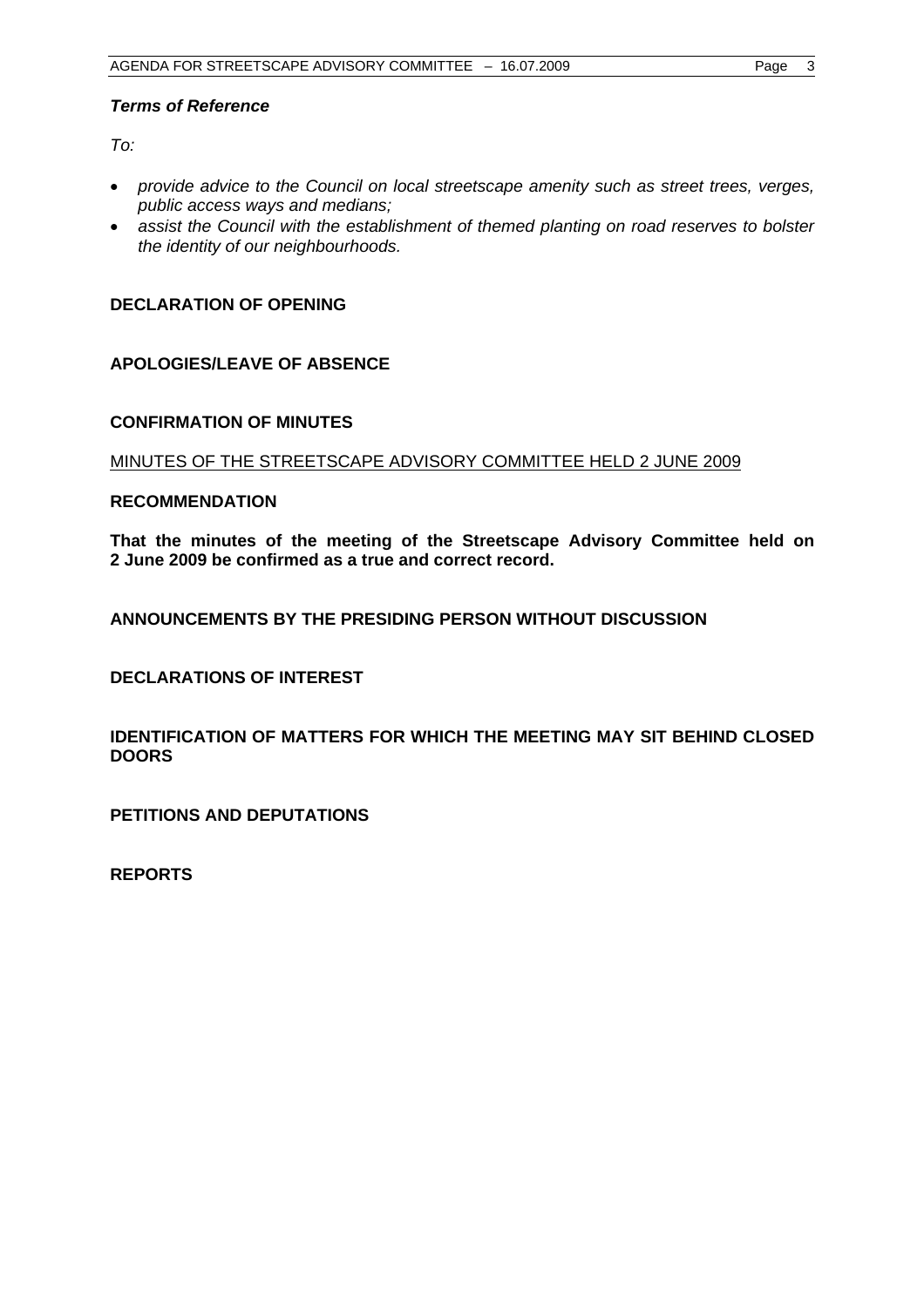***Terms of Reference***

*To:*

- *provide advice to the Council on local streetscape amenity such as street trees, verges, public access ways and medians;*
- *assist the Council with the establishment of themed planting on road reserves to bolster the identity of our neighbourhoods.*

**DECLARATION OF OPENING**

**APOLOGIES/LEAVE OF ABSENCE**

**CONFIRMATION OF MINUTES**

MINUTES OF THE STREETSCAPE ADVISORY COMMITTEE HELD 2 JUNE 2009

**RECOMMENDATION**

**That the minutes of the meeting of the Streetscape Advisory Committee held on 2 June 2009 be confirmed as a true and correct record.**

**ANNOUNCEMENTS BY THE PRESIDING PERSON WITHOUT DISCUSSION**

**DECLARATIONS OF INTEREST**

**IDENTIFICATION OF MATTERS FOR WHICH THE MEETING MAY SIT BEHIND CLOSED DOORS**

**PETITIONS AND DEPUTATIONS**

**REPORTS**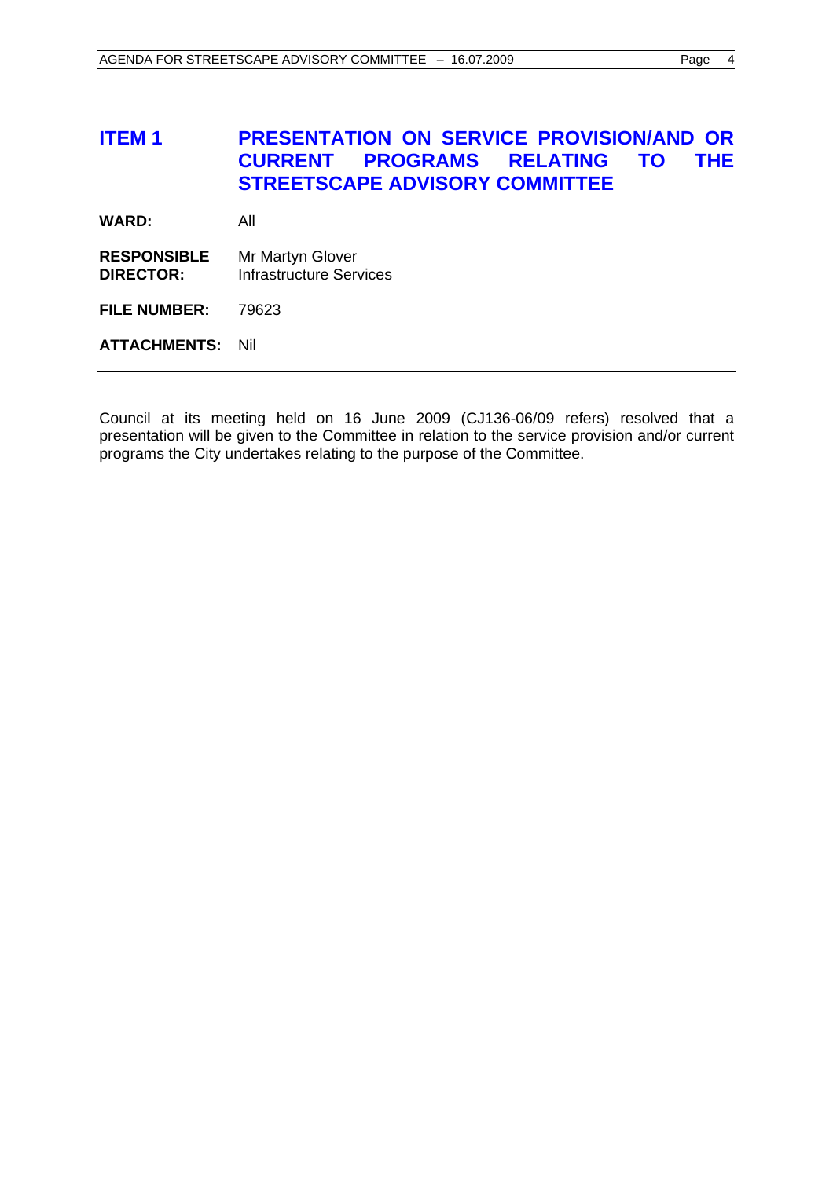## ITEM 1 PRESENTATION ON SERVICE PROVISION/AND OR CURRENT PROGRAMS RELATING TO THE STREETSCAPE ADVISORY COMMITTEE

**WARD:** All

**RESPONSIBLE DIRECTOR:** Mr Martyn Glover
Infrastructure Services

**FILE NUMBER:** 79623

**ATTACHMENTS:** Nil

---

Council at its meeting held on 16 June 2009 (CJ136-06/09 refers) resolved that a presentation will be given to the Committee in relation to the service provision and/or current programs the City undertakes relating to the purpose of the Committee.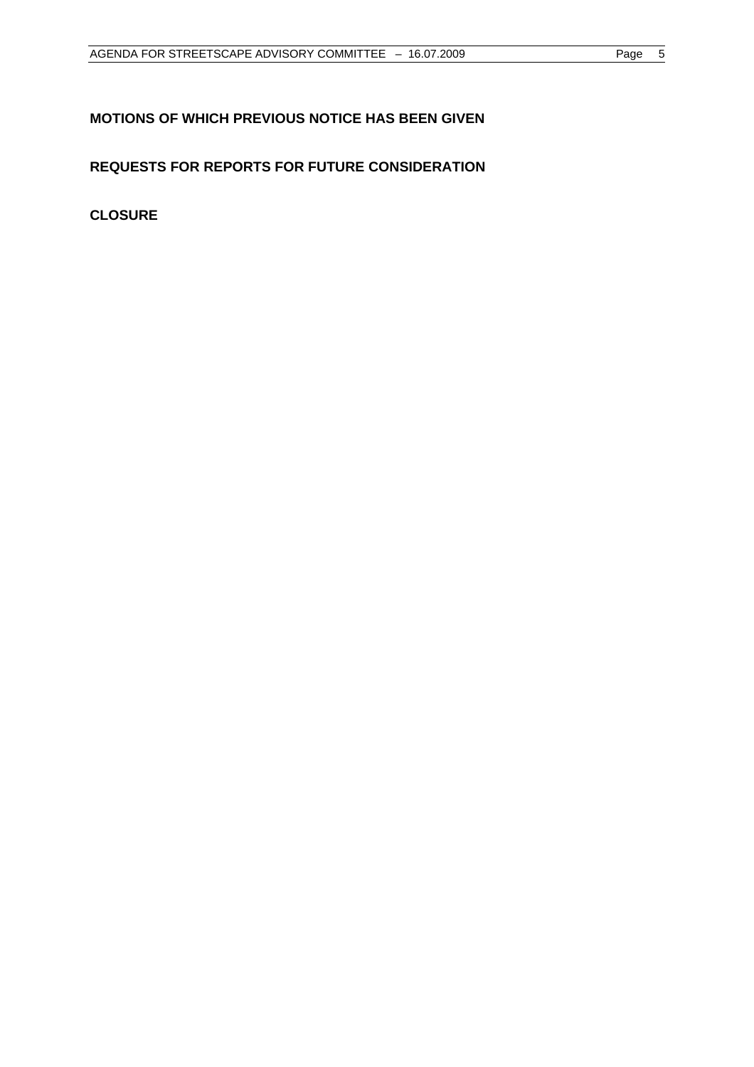**MOTIONS OF WHICH PREVIOUS NOTICE HAS BEEN GIVEN**

**REQUESTS FOR REPORTS FOR FUTURE CONSIDERATION**

**CLOSURE**